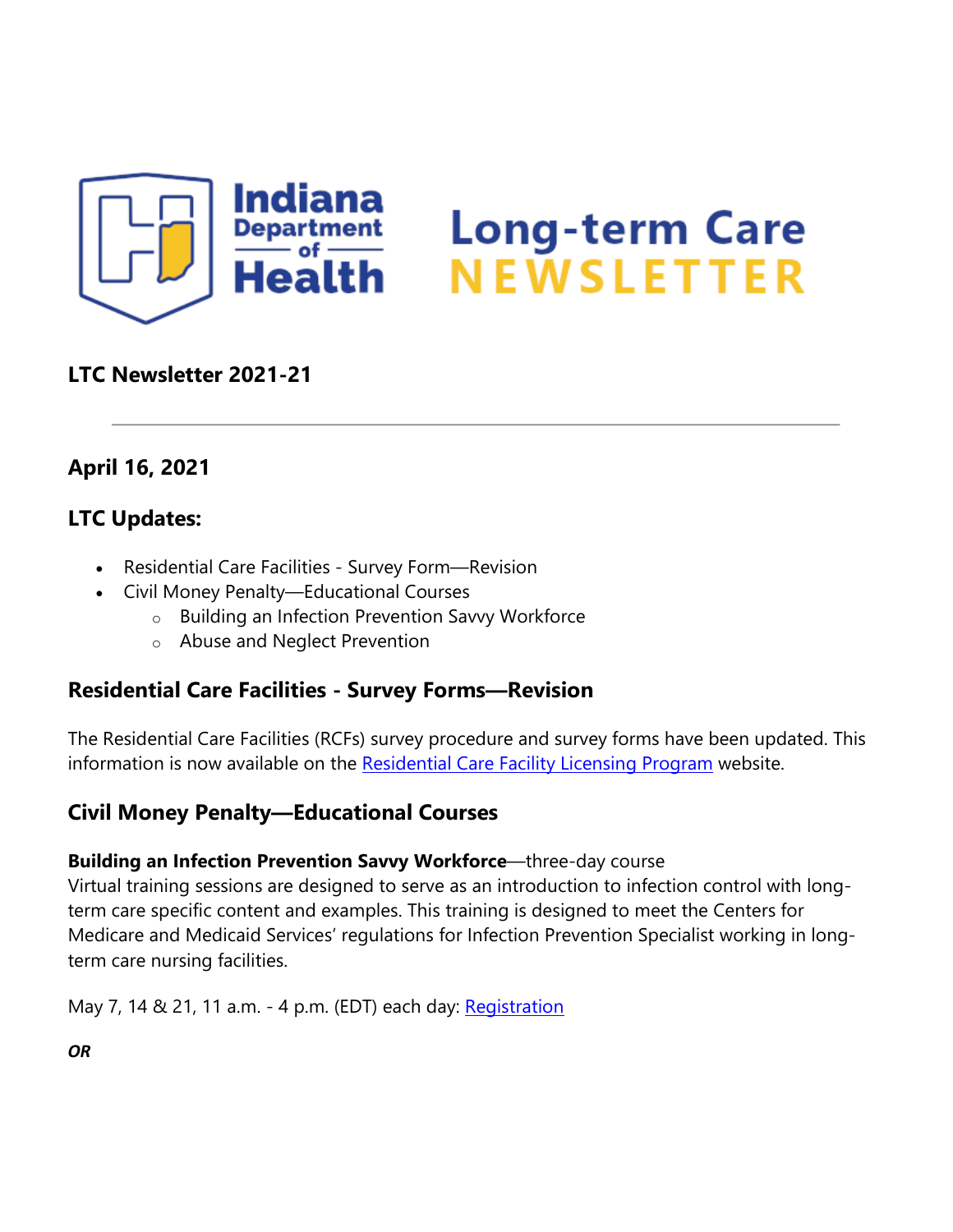# Indiana Department of Health Long-term Care NEWSLETTER

## LTC Newsletter 2021-21

---

## April 16, 2021

## LTC Updates:

- Residential Care Facilities - Survey Form—Revision
- Civil Money Penalty—Educational Courses
  - Building an Infection Prevention Savvy Workforce
  - Abuse and Neglect Prevention

## Residential Care Facilities - Survey Forms—Revision

The Residential Care Facilities (RCFs) survey procedure and survey forms have been updated. This information is now available on the Residential Care Facility Licensing Program website.

## Civil Money Penalty—Educational Courses

**Building an Infection Prevention Savvy Workforce**—three-day course
Virtual training sessions are designed to serve as an introduction to infection control with long-term care specific content and examples. This training is designed to meet the Centers for Medicare and Medicaid Services' regulations for Infection Prevention Specialist working in long-term care nursing facilities.

May 7, 14 & 21, 11 a.m. - 4 p.m. (EDT) each day: Registration

***OR***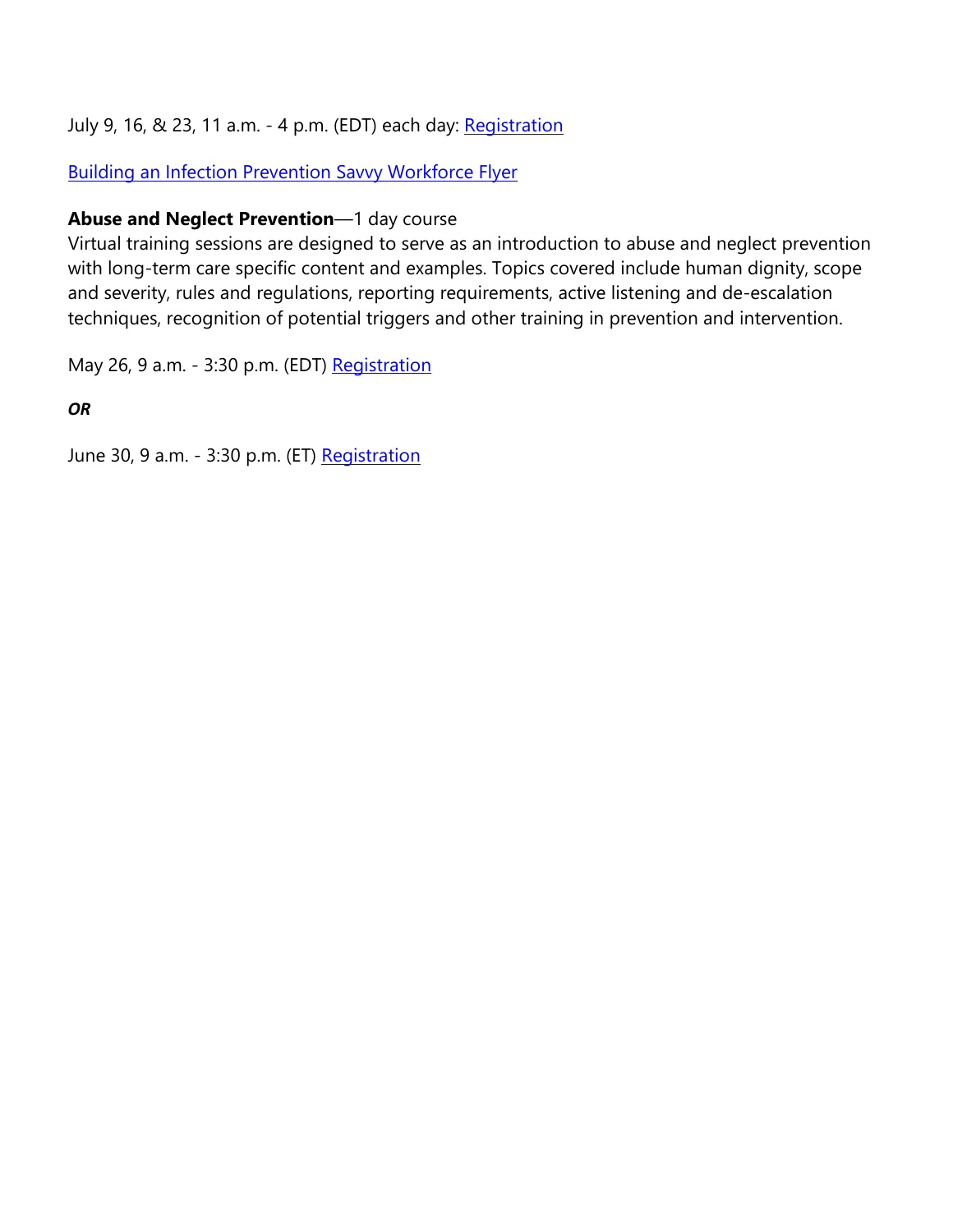July 9, 16, & 23, 11 a.m. - 4 p.m. (EDT) each day: Registration

Building an Infection Prevention Savvy Workforce Flyer

**Abuse and Neglect Prevention**—1 day course
Virtual training sessions are designed to serve as an introduction to abuse and neglect prevention with long-term care specific content and examples. Topics covered include human dignity, scope and severity, rules and regulations, reporting requirements, active listening and de-escalation techniques, recognition of potential triggers and other training in prevention and intervention.

May 26, 9 a.m. - 3:30 p.m. (EDT) Registration

***OR***

June 30, 9 a.m. - 3:30 p.m. (ET) Registration